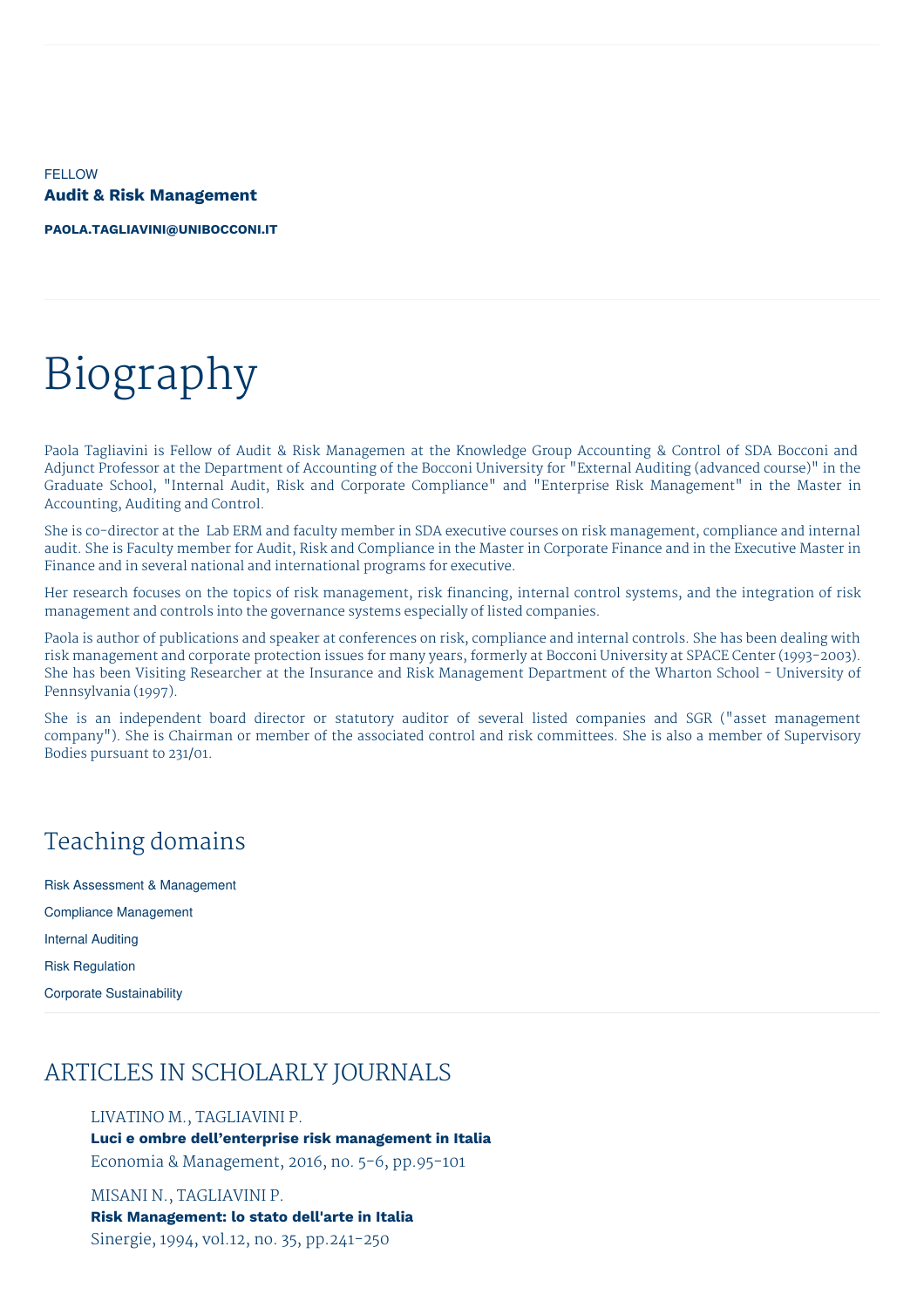FELLOW

**Audit & Risk Management**

**PAOLA.TAGLIAVINI@UNIBOCCONI.IT**

# Biography

Paola Tagliavini is Fellow of Audit & Risk Managemen at the Knowledge Group Accounting & Control of SDA Bocconi and Adjunct Professor at the Department of Accounting of the Bocconi University for "External Auditing (advanced course)" in the Graduate School, "Internal Audit, Risk and Corporate Compliance" and "Enterprise Risk Management" in the Master in Accounting, Auditing and Control.

She is co-director at the Lab ERM and faculty member in SDA executive courses on risk management, compliance and internal audit. She is Faculty member for Audit, Risk and Compliance in the Master in Corporate Finance and in the Executive Master in Finance and in several national and international programs for executive.

Her research focuses on the topics of risk management, risk financing, internal control systems, and the integration of risk management and controls into the governance systems especially of listed companies.

Paola is author of publications and speaker at conferences on risk, compliance and internal controls. She has been dealing with risk management and corporate protection issues for many years, formerly at Bocconi University at SPACE Center (1993-2003). She has been Visiting Researcher at the Insurance and Risk Management Department of the Wharton School - University of Pennsylvania (1997).

She is an independent board director or statutory auditor of several listed companies and SGR ("asset management company"). She is Chairman or member of the associated control and risk committees. She is also a member of Supervisory Bodies pursuant to 231/01.

## Teaching domains

Risk Assessment & Management

Compliance Management

Internal Auditing

Risk Regulation

Corporate Sustainability

## ARTICLES IN SCHOLARLY JOURNALS

LIVATINO M., TAGLIAVINI P.
**Luci e ombre dell'enterprise risk management in Italia**
Economia & Management, 2016, no. 5-6, pp.95-101

MISANI N., TAGLIAVINI P.
**Risk Management: lo stato dell'arte in Italia**
Sinergie, 1994, vol.12, no. 35, pp.241-250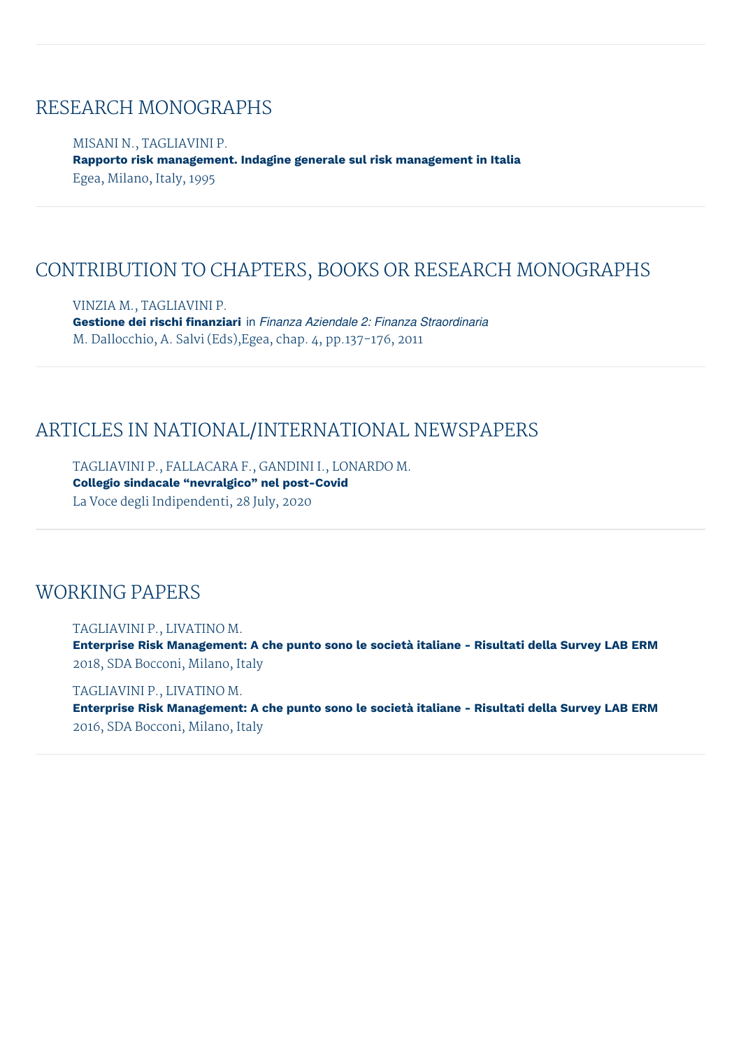## RESEARCH MONOGRAPHS

MISANI N., TAGLIAVINI P.
**Rapporto risk management. Indagine generale sul risk management in Italia**
Egea, Milano, Italy, 1995

## CONTRIBUTION TO CHAPTERS, BOOKS OR RESEARCH MONOGRAPHS

VINZIA M., TAGLIAVINI P.
**Gestione dei rischi finanziari** in *Finanza Aziendale 2: Finanza Straordinaria*
M. Dallocchio, A. Salvi (Eds),Egea, chap. 4, pp.137-176, 2011

## ARTICLES IN NATIONAL/INTERNATIONAL NEWSPAPERS

TAGLIAVINI P., FALLACARA F., GANDINI I., LONARDO M.
**Collegio sindacale "nevralgico" nel post-Covid**
La Voce degli Indipendenti, 28 July, 2020

## WORKING PAPERS

TAGLIAVINI P., LIVATINO M.
**Enterprise Risk Management: A che punto sono le società italiane - Risultati della Survey LAB ERM**
2018, SDA Bocconi, Milano, Italy

TAGLIAVINI P., LIVATINO M.
**Enterprise Risk Management: A che punto sono le società italiane - Risultati della Survey LAB ERM**
2016, SDA Bocconi, Milano, Italy